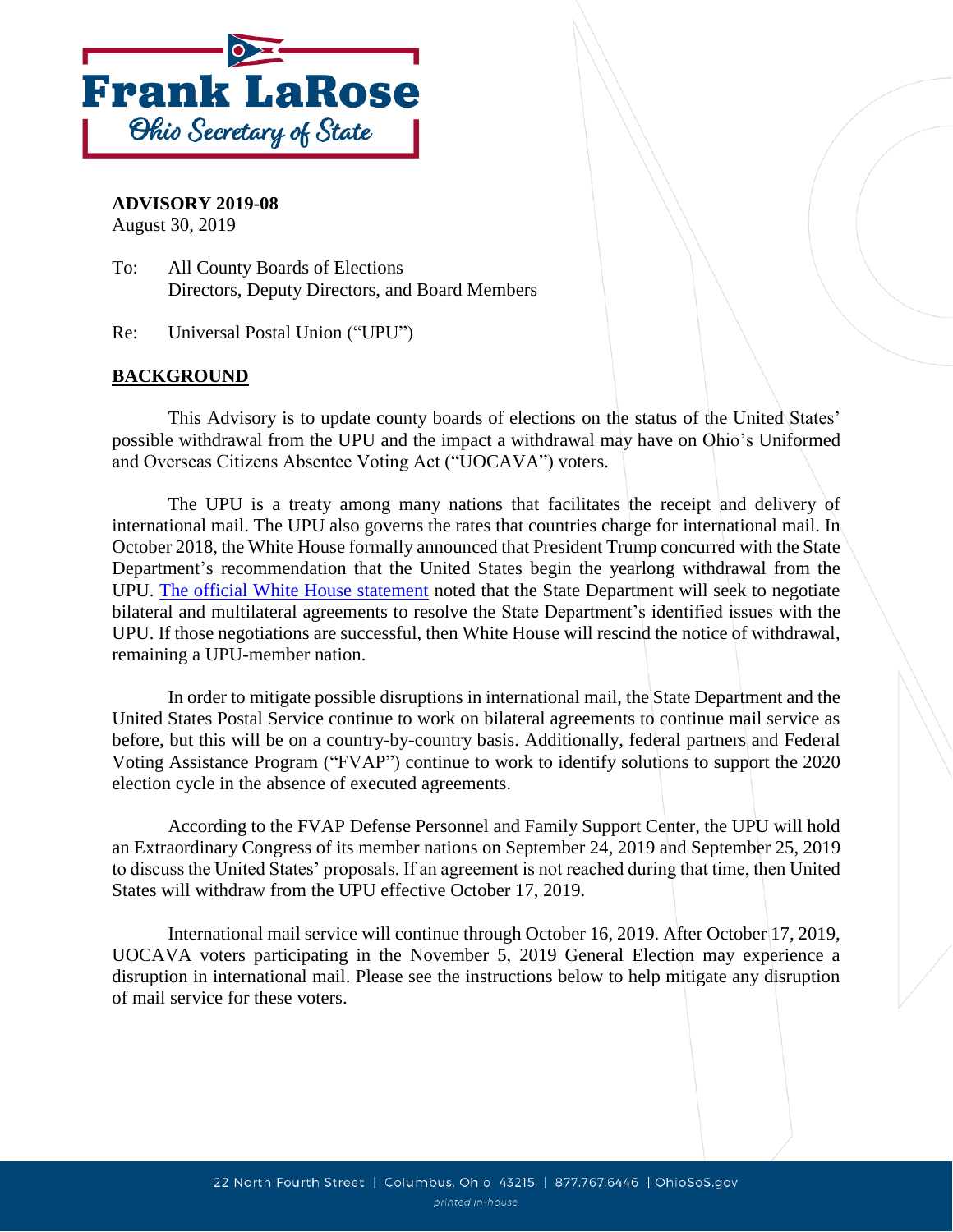**Frank LaRose**

*Ohio Secretary of State*

**ADVISORY 2019-08**
August 30, 2019

To: All County Boards of Elections
Directors, Deputy Directors, and Board Members

Re: Universal Postal Union ("UPU")

## BACKGROUND

This Advisory is to update county boards of elections on the status of the United States' possible withdrawal from the UPU and the impact a withdrawal may have on Ohio's Uniformed and Overseas Citizens Absentee Voting Act ("UOCAVA") voters.

The UPU is a treaty among many nations that facilitates the receipt and delivery of international mail. The UPU also governs the rates that countries charge for international mail. In October 2018, the White House formally announced that President Trump concurred with the State Department's recommendation that the United States begin the yearlong withdrawal from the UPU. The official White House statement noted that the State Department will seek to negotiate bilateral and multilateral agreements to resolve the State Department's identified issues with the UPU. If those negotiations are successful, then White House will rescind the notice of withdrawal, remaining a UPU-member nation.

In order to mitigate possible disruptions in international mail, the State Department and the United States Postal Service continue to work on bilateral agreements to continue mail service as before, but this will be on a country-by-country basis. Additionally, federal partners and Federal Voting Assistance Program ("FVAP") continue to work to identify solutions to support the 2020 election cycle in the absence of executed agreements.

According to the FVAP Defense Personnel and Family Support Center, the UPU will hold an Extraordinary Congress of its member nations on September 24, 2019 and September 25, 2019 to discuss the United States' proposals. If an agreement is not reached during that time, then United States will withdraw from the UPU effective October 17, 2019.

International mail service will continue through October 16, 2019. After October 17, 2019, UOCAVA voters participating in the November 5, 2019 General Election may experience a disruption in international mail. Please see the instructions below to help mitigate any disruption of mail service for these voters.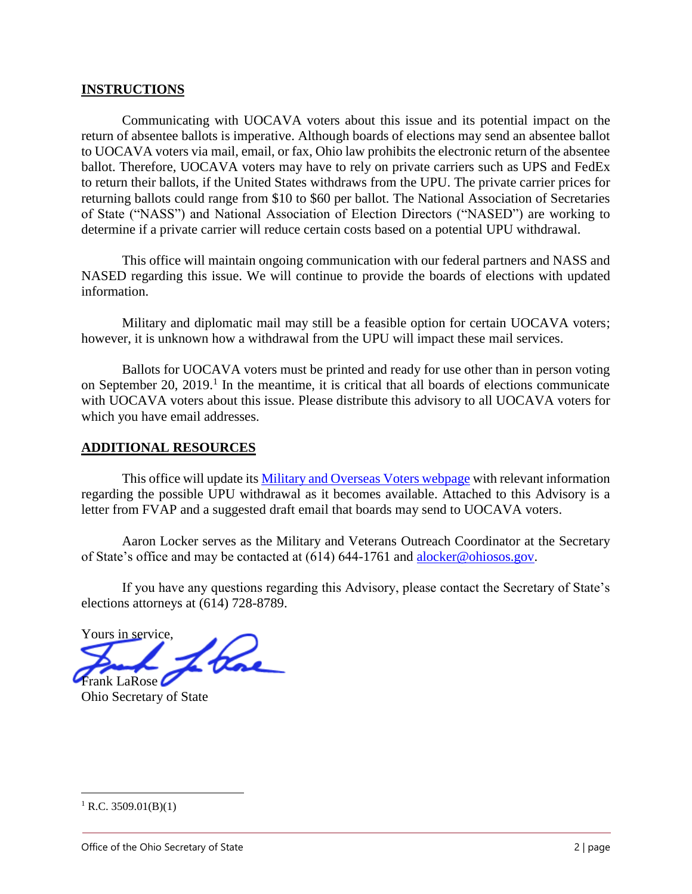## INSTRUCTIONS

Communicating with UOCAVA voters about this issue and its potential impact on the return of absentee ballots is imperative. Although boards of elections may send an absentee ballot to UOCAVA voters via mail, email, or fax, Ohio law prohibits the electronic return of the absentee ballot. Therefore, UOCAVA voters may have to rely on private carriers such as UPS and FedEx to return their ballots, if the United States withdraws from the UPU. The private carrier prices for returning ballots could range from $10 to $60 per ballot. The National Association of Secretaries of State ("NASS") and National Association of Election Directors ("NASED") are working to determine if a private carrier will reduce certain costs based on a potential UPU withdrawal.

This office will maintain ongoing communication with our federal partners and NASS and NASED regarding this issue. We will continue to provide the boards of elections with updated information.

Military and diplomatic mail may still be a feasible option for certain UOCAVA voters; however, it is unknown how a withdrawal from the UPU will impact these mail services.

Ballots for UOCAVA voters must be printed and ready for use other than in person voting on September 20, 2019.[1] In the meantime, it is critical that all boards of elections communicate with UOCAVA voters about this issue. Please distribute this advisory to all UOCAVA voters for which you have email addresses.

## ADDITIONAL RESOURCES

This office will update its Military and Overseas Voters webpage with relevant information regarding the possible UPU withdrawal as it becomes available. Attached to this Advisory is a letter from FVAP and a suggested draft email that boards may send to UOCAVA voters.

Aaron Locker serves as the Military and Veterans Outreach Coordinator at the Secretary of State's office and may be contacted at (614) 644-1761 and alocker@ohiosos.gov.

If you have any questions regarding this Advisory, please contact the Secretary of State's elections attorneys at (614) 728-8789.

Yours in service,

Frank LaRose
Ohio Secretary of State

---

[1] R.C. 3509.01(B)(1)